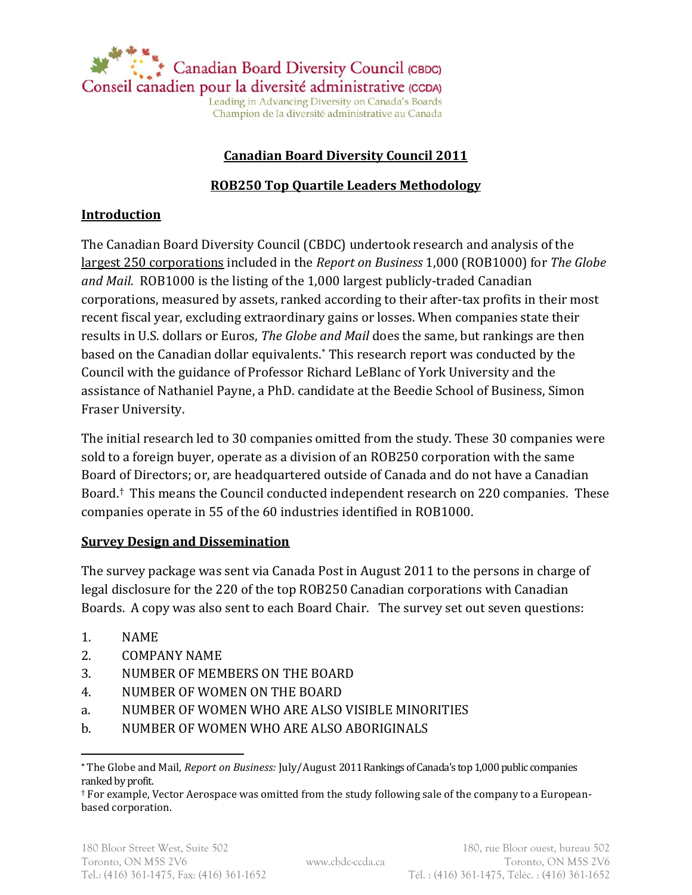Canadian Board Diversity Council (CBDC)
Conseil canadien pour la diversité administrative (CCDA)
Leading in Advancing Diversity on Canada's Boards
Champion de la diversité administrative au Canada

# Canadian Board Diversity Council 2011

## ROB250 Top Quartile Leaders Methodology

### Introduction

The Canadian Board Diversity Council (CBDC) undertook research and analysis of the largest 250 corporations included in the *Report on Business* 1,000 (ROB1000) for *The Globe and Mail.* ROB1000 is the listing of the 1,000 largest publicly-traded Canadian corporations, measured by assets, ranked according to their after-tax profits in their most recent fiscal year, excluding extraordinary gains or losses. When companies state their results in U.S. dollars or Euros, *The Globe and Mail* does the same, but rankings are then based on the Canadian dollar equivalents.[*] This research report was conducted by the Council with the guidance of Professor Richard LeBlanc of York University and the assistance of Nathaniel Payne, a PhD. candidate at the Beedie School of Business, Simon Fraser University.

The initial research led to 30 companies omitted from the study. These 30 companies were sold to a foreign buyer, operate as a division of an ROB250 corporation with the same Board of Directors; or, are headquartered outside of Canada and do not have a Canadian Board.[†] This means the Council conducted independent research on 220 companies. These companies operate in 55 of the 60 industries identified in ROB1000.

### Survey Design and Dissemination

The survey package was sent via Canada Post in August 2011 to the persons in charge of legal disclosure for the 220 of the top ROB250 Canadian corporations with Canadian Boards. A copy was also sent to each Board Chair. The survey set out seven questions:

1. NAME
2. COMPANY NAME
3. NUMBER OF MEMBERS ON THE BOARD
4. NUMBER OF WOMEN ON THE BOARD
   a. NUMBER OF WOMEN WHO ARE ALSO VISIBLE MINORITIES
   b. NUMBER OF WOMEN WHO ARE ALSO ABORIGINALS

---

[*] The Globe and Mail, *Report on Business:* July/August 2011 Rankings of Canada's top 1,000 public companies ranked by profit.

[†] For example, Vector Aerospace was omitted from the study following sale of the company to a European-based corporation.

180 Bloor Street West, Suite 502, Toronto, ON M5S 2V6, Tel.: (416) 361-1475, Fax: (416) 361-1652 | www.cbdc-ccda.ca | 180, rue Bloor ouest, bureau 502, Toronto, ON M5S 2V6, Tél. : (416) 361-1475, Téléc. : (416) 361-1652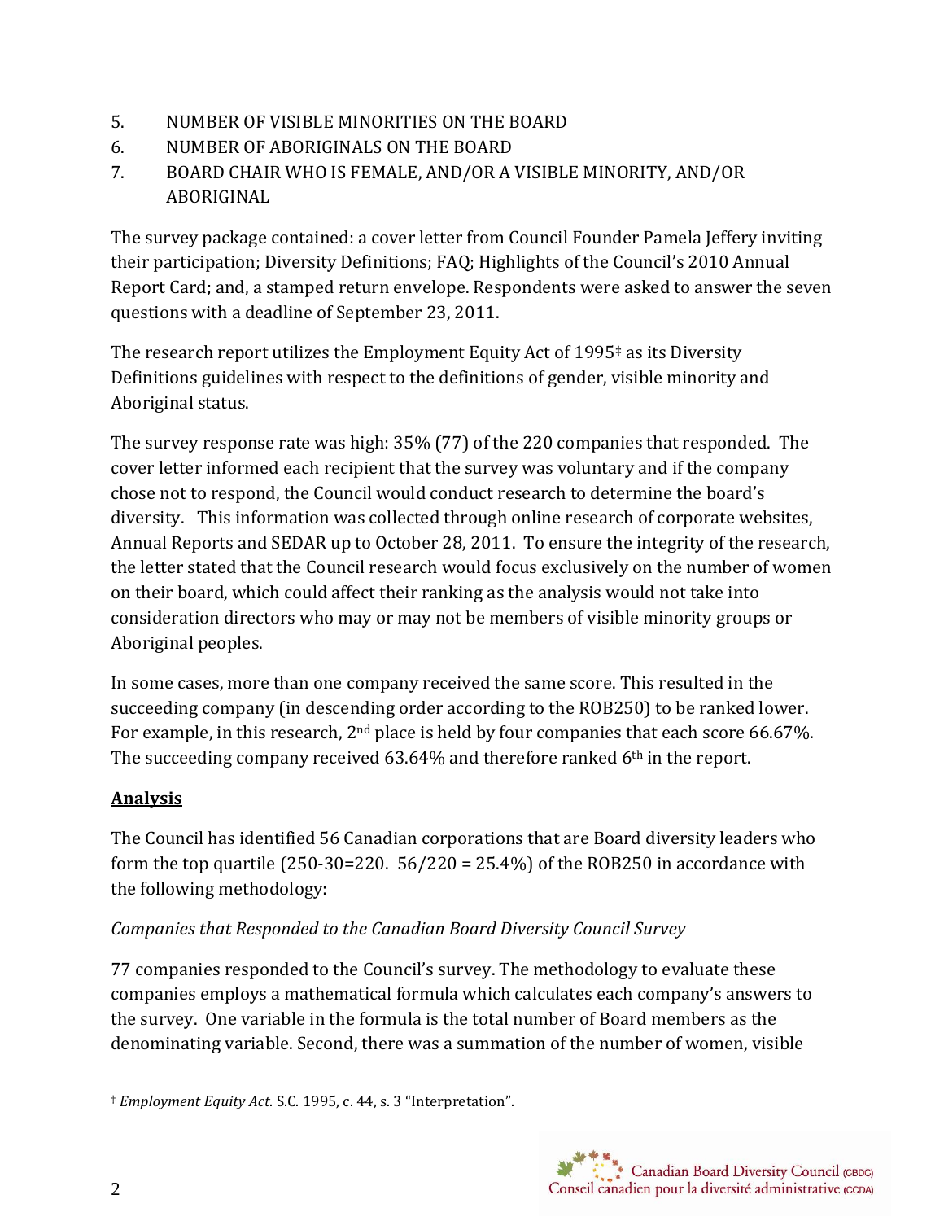5. NUMBER OF VISIBLE MINORITIES ON THE BOARD
6. NUMBER OF ABORIGINALS ON THE BOARD
7. BOARD CHAIR WHO IS FEMALE, AND/OR A VISIBLE MINORITY, AND/OR ABORIGINAL

The survey package contained: a cover letter from Council Founder Pamela Jeffery inviting their participation; Diversity Definitions; FAQ; Highlights of the Council's 2010 Annual Report Card; and, a stamped return envelope. Respondents were asked to answer the seven questions with a deadline of September 23, 2011.

The research report utilizes the Employment Equity Act of 1995‡ as its Diversity Definitions guidelines with respect to the definitions of gender, visible minority and Aboriginal status.

The survey response rate was high: 35% (77) of the 220 companies that responded. The cover letter informed each recipient that the survey was voluntary and if the company chose not to respond, the Council would conduct research to determine the board's diversity. This information was collected through online research of corporate websites, Annual Reports and SEDAR up to October 28, 2011. To ensure the integrity of the research, the letter stated that the Council research would focus exclusively on the number of women on their board, which could affect their ranking as the analysis would not take into consideration directors who may or may not be members of visible minority groups or Aboriginal peoples.

In some cases, more than one company received the same score. This resulted in the succeeding company (in descending order according to the ROB250) to be ranked lower. For example, in this research, 2nd place is held by four companies that each score 66.67%. The succeeding company received 63.64% and therefore ranked 6th in the report.

## Analysis

The Council has identified 56 Canadian corporations that are Board diversity leaders who form the top quartile (250-30=220. 56/220 = 25.4%) of the ROB250 in accordance with the following methodology:

*Companies that Responded to the Canadian Board Diversity Council Survey*

77 companies responded to the Council's survey. The methodology to evaluate these companies employs a mathematical formula which calculates each company's answers to the survey. One variable in the formula is the total number of Board members as the denominating variable. Second, there was a summation of the number of women, visible

---

‡ *Employment Equity Act.* S.C. 1995, c. 44, s. 3 "Interpretation".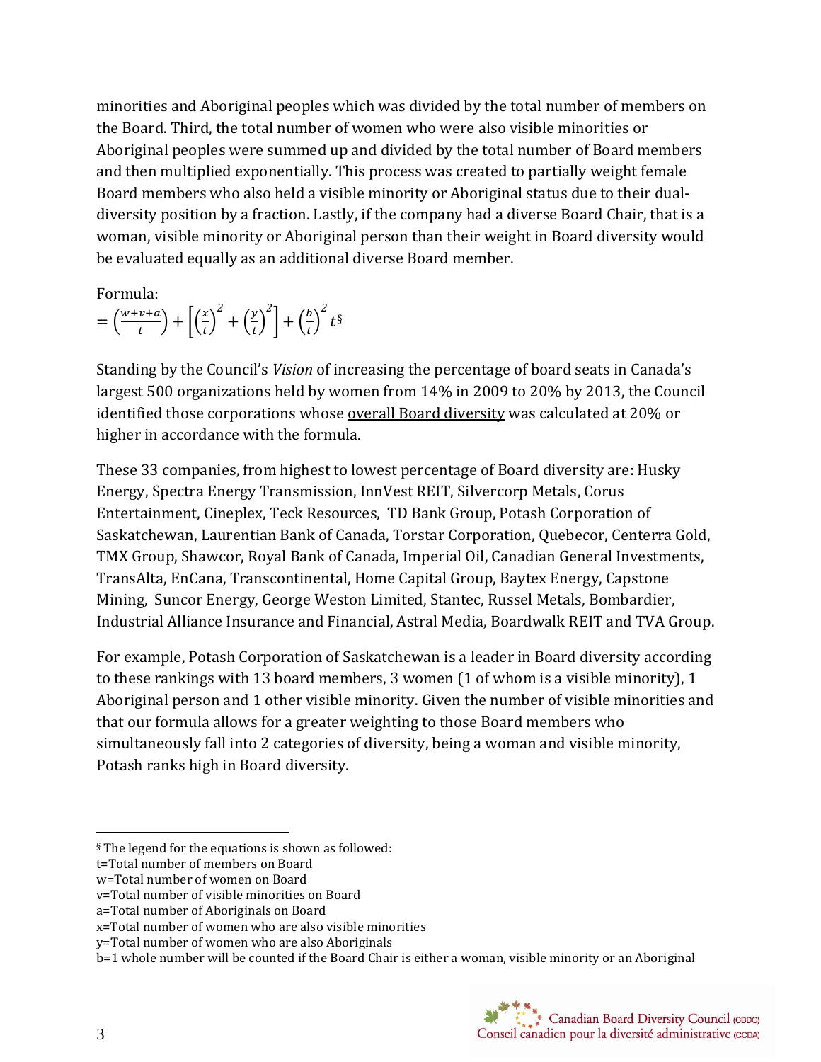minorities and Aboriginal peoples which was divided by the total number of members on the Board. Third, the total number of women who were also visible minorities or Aboriginal peoples were summed up and divided by the total number of Board members and then multiplied exponentially. This process was created to partially weight female Board members who also held a visible minority or Aboriginal status due to their dual-diversity position by a fraction. Lastly, if the company had a diverse Board Chair, that is a woman, visible minority or Aboriginal person than their weight in Board diversity would be evaluated equally as an additional diverse Board member.

Formula:

$$= \left(\frac{w+v+a}{t}\right) + \left[\left(\frac{x}{t}\right)^2 + \left(\frac{y}{t}\right)^2\right] + \left(\frac{b}{t}\right)^2 t^{\S}$$

Standing by the Council's *Vision* of increasing the percentage of board seats in Canada's largest 500 organizations held by women from 14% in 2009 to 20% by 2013, the Council identified those corporations whose overall Board diversity was calculated at 20% or higher in accordance with the formula.

These 33 companies, from highest to lowest percentage of Board diversity are: Husky Energy, Spectra Energy Transmission, InnVest REIT, Silvercorp Metals, Corus Entertainment, Cineplex, Teck Resources, TD Bank Group, Potash Corporation of Saskatchewan, Laurentian Bank of Canada, Torstar Corporation, Quebecor, Centerra Gold, TMX Group, Shawcor, Royal Bank of Canada, Imperial Oil, Canadian General Investments, TransAlta, EnCana, Transcontinental, Home Capital Group, Baytex Energy, Capstone Mining, Suncor Energy, George Weston Limited, Stantec, Russel Metals, Bombardier, Industrial Alliance Insurance and Financial, Astral Media, Boardwalk REIT and TVA Group.

For example, Potash Corporation of Saskatchewan is a leader in Board diversity according to these rankings with 13 board members, 3 women (1 of whom is a visible minority), 1 Aboriginal person and 1 other visible minority. Given the number of visible minorities and that our formula allows for a greater weighting to those Board members who simultaneously fall into 2 categories of diversity, being a woman and visible minority, Potash ranks high in Board diversity.

---

§ The legend for the equations is shown as followed:
t=Total number of members on Board
w=Total number of women on Board
v=Total number of visible minorities on Board
a=Total number of Aboriginals on Board
x=Total number of women who are also visible minorities
y=Total number of women who are also Aboriginals
b=1 whole number will be counted if the Board Chair is either a woman, visible minority or an Aboriginal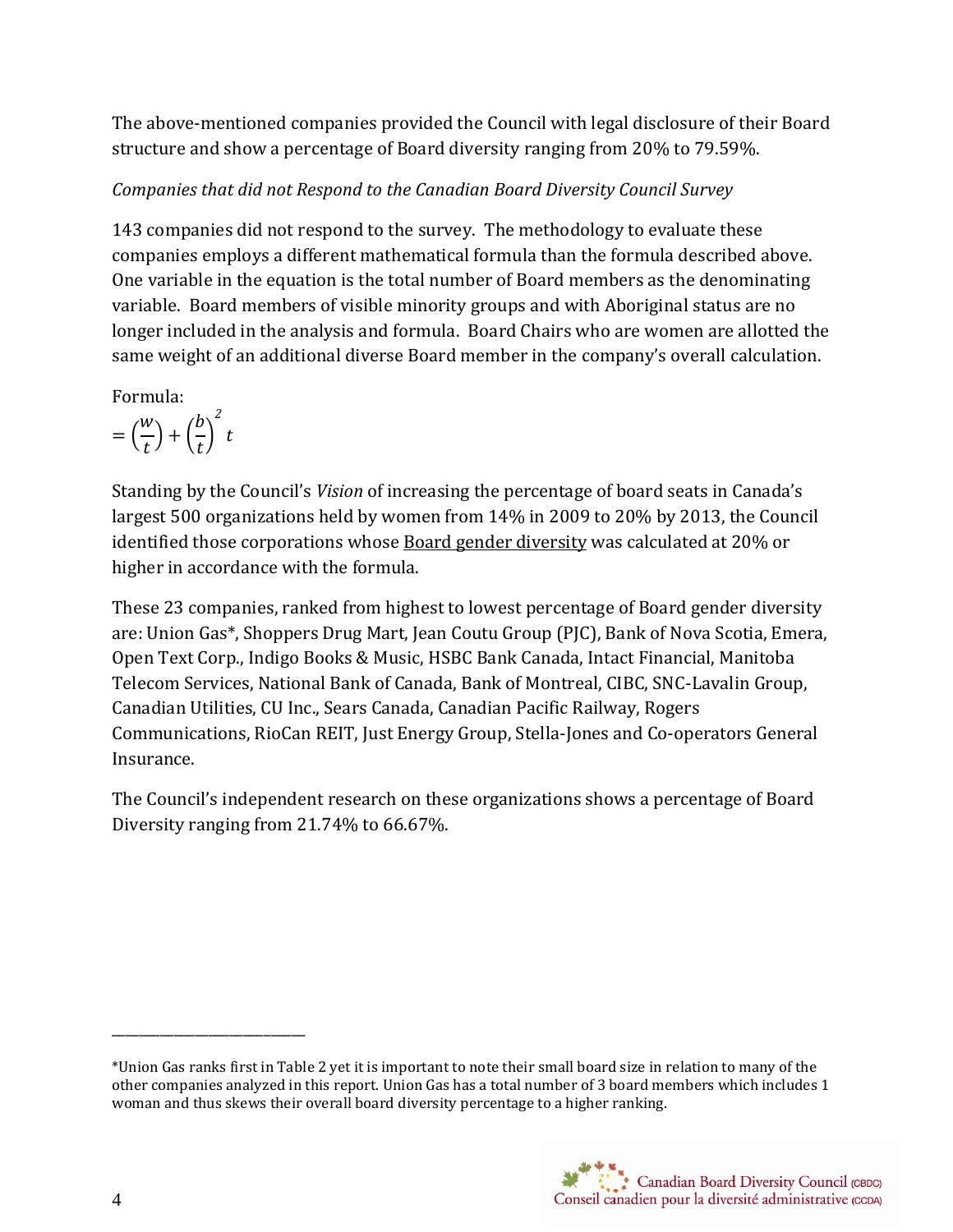The above-mentioned companies provided the Council with legal disclosure of their Board structure and show a percentage of Board diversity ranging from 20% to 79.59%.

*Companies that did not Respond to the Canadian Board Diversity Council Survey*

143 companies did not respond to the survey. The methodology to evaluate these companies employs a different mathematical formula than the formula described above. One variable in the equation is the total number of Board members as the denominating variable. Board members of visible minority groups and with Aboriginal status are no longer included in the analysis and formula. Board Chairs who are women are allotted the same weight of an additional diverse Board member in the company's overall calculation.

Formula:

$$= \left(\frac{w}{t}\right) + \left(\frac{b}{t}\right)^{2} t$$

Standing by the Council's *Vision* of increasing the percentage of board seats in Canada's largest 500 organizations held by women from 14% in 2009 to 20% by 2013, the Council identified those corporations whose Board gender diversity was calculated at 20% or higher in accordance with the formula.

These 23 companies, ranked from highest to lowest percentage of Board gender diversity are: Union Gas*, Shoppers Drug Mart, Jean Coutu Group (PJC), Bank of Nova Scotia, Emera, Open Text Corp., Indigo Books & Music, HSBC Bank Canada, Intact Financial, Manitoba Telecom Services, National Bank of Canada, Bank of Montreal, CIBC, SNC-Lavalin Group, Canadian Utilities, CU Inc., Sears Canada, Canadian Pacific Railway, Rogers Communications, RioCan REIT, Just Energy Group, Stella-Jones and Co-operators General Insurance.

The Council's independent research on these organizations shows a percentage of Board Diversity ranging from 21.74% to 66.67%.

---

*Union Gas ranks first in Table 2 yet it is important to note their small board size in relation to many of the other companies analyzed in this report. Union Gas has a total number of 3 board members which includes 1 woman and thus skews their overall board diversity percentage to a higher ranking.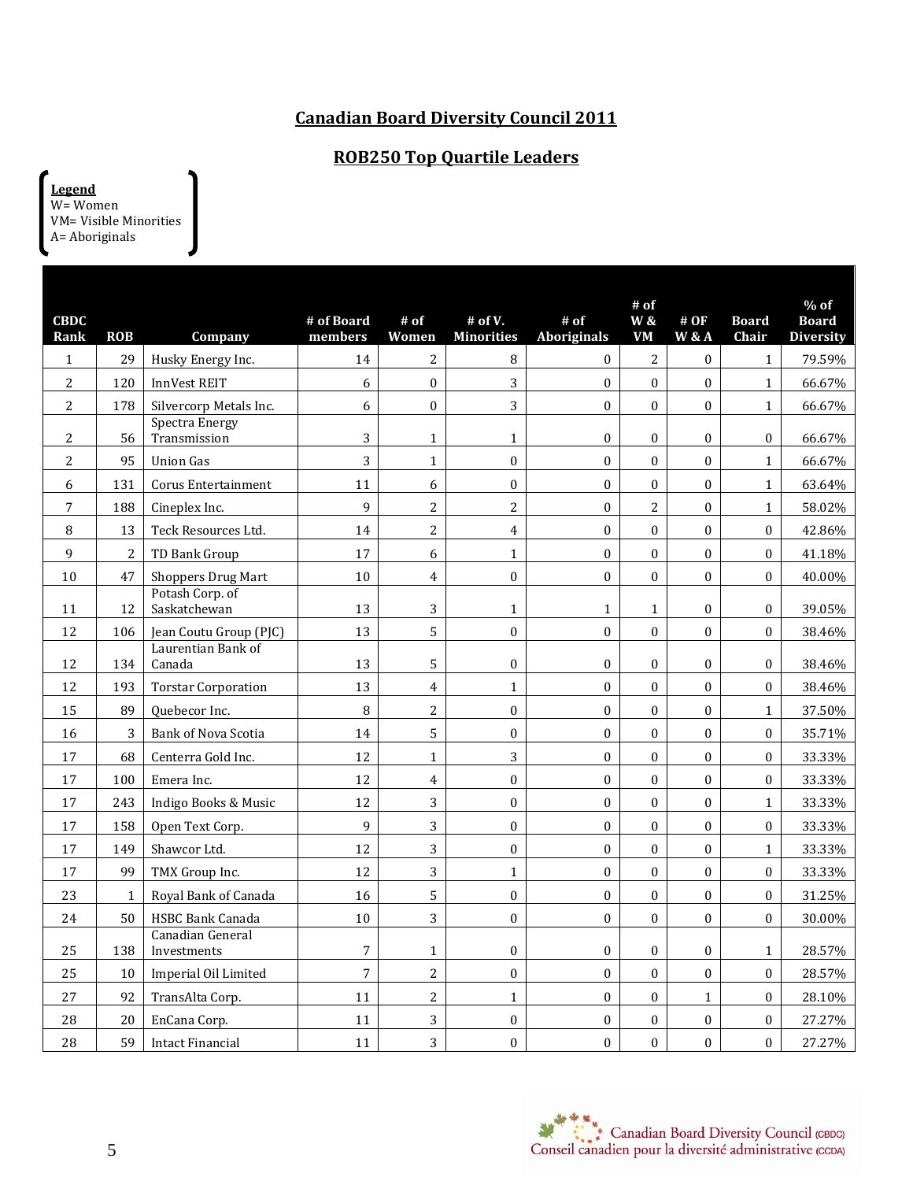## Canadian Board Diversity Council 2011

## ROB250 Top Quartile Leaders

**Legend**
W= Women
VM= Visible Minorities
A= Aboriginals

| CBDC Rank | ROB | Company | # of Board members | # of Women | # of V. Minorities | # of Aboriginals | # of W & VM | # OF W & A | Board Chair | % of Board Diversity |
|---|---|---|---|---|---|---|---|---|---|---|
| 1 | 29 | Husky Energy Inc. | 14 | 2 | 8 | 0 | 2 | 0 | 1 | 79.59% |
| 2 | 120 | InnVest REIT | 6 | 0 | 3 | 0 | 0 | 0 | 1 | 66.67% |
| 2 | 178 | Silvercorp Metals Inc. | 6 | 0 | 3 | 0 | 0 | 0 | 1 | 66.67% |
| 2 | 56 | Spectra Energy Transmission | 3 | 1 | 1 | 0 | 0 | 0 | 0 | 66.67% |
| 2 | 95 | Union Gas | 3 | 1 | 0 | 0 | 0 | 0 | 1 | 66.67% |
| 6 | 131 | Corus Entertainment | 11 | 6 | 0 | 0 | 0 | 0 | 1 | 63.64% |
| 7 | 188 | Cineplex Inc. | 9 | 2 | 2 | 0 | 2 | 0 | 1 | 58.02% |
| 8 | 13 | Teck Resources Ltd. | 14 | 2 | 4 | 0 | 0 | 0 | 0 | 42.86% |
| 9 | 2 | TD Bank Group | 17 | 6 | 1 | 0 | 0 | 0 | 0 | 41.18% |
| 10 | 47 | Shoppers Drug Mart | 10 | 4 | 0 | 0 | 0 | 0 | 0 | 40.00% |
| 11 | 12 | Potash Corp. of Saskatchewan | 13 | 3 | 1 | 1 | 1 | 0 | 0 | 39.05% |
| 12 | 106 | Jean Coutu Group (PJC) | 13 | 5 | 0 | 0 | 0 | 0 | 0 | 38.46% |
| 12 | 134 | Laurentian Bank of Canada | 13 | 5 | 0 | 0 | 0 | 0 | 0 | 38.46% |
| 12 | 193 | Torstar Corporation | 13 | 4 | 1 | 0 | 0 | 0 | 0 | 38.46% |
| 15 | 89 | Quebecor Inc. | 8 | 2 | 0 | 0 | 0 | 0 | 1 | 37.50% |
| 16 | 3 | Bank of Nova Scotia | 14 | 5 | 0 | 0 | 0 | 0 | 0 | 35.71% |
| 17 | 68 | Centerra Gold Inc. | 12 | 1 | 3 | 0 | 0 | 0 | 0 | 33.33% |
| 17 | 100 | Emera Inc. | 12 | 4 | 0 | 0 | 0 | 0 | 0 | 33.33% |
| 17 | 243 | Indigo Books & Music | 12 | 3 | 0 | 0 | 0 | 0 | 1 | 33.33% |
| 17 | 158 | Open Text Corp. | 9 | 3 | 0 | 0 | 0 | 0 | 0 | 33.33% |
| 17 | 149 | Shawcor Ltd. | 12 | 3 | 0 | 0 | 0 | 0 | 1 | 33.33% |
| 17 | 99 | TMX Group Inc. | 12 | 3 | 1 | 0 | 0 | 0 | 0 | 33.33% |
| 23 | 1 | Royal Bank of Canada | 16 | 5 | 0 | 0 | 0 | 0 | 0 | 31.25% |
| 24 | 50 | HSBC Bank Canada | 10 | 3 | 0 | 0 | 0 | 0 | 0 | 30.00% |
| 25 | 138 | Canadian General Investments | 7 | 1 | 0 | 0 | 0 | 0 | 1 | 28.57% |
| 25 | 10 | Imperial Oil Limited | 7 | 2 | 0 | 0 | 0 | 0 | 0 | 28.57% |
| 27 | 92 | TransAlta Corp. | 11 | 2 | 1 | 0 | 0 | 1 | 0 | 28.10% |
| 28 | 20 | EnCana Corp. | 11 | 3 | 0 | 0 | 0 | 0 | 0 | 27.27% |
| 28 | 59 | Intact Financial | 11 | 3 | 0 | 0 | 0 | 0 | 0 | 27.27% |

Canadian Board Diversity Council (CBDC)
Conseil canadien pour la diversité administrative (CCDA)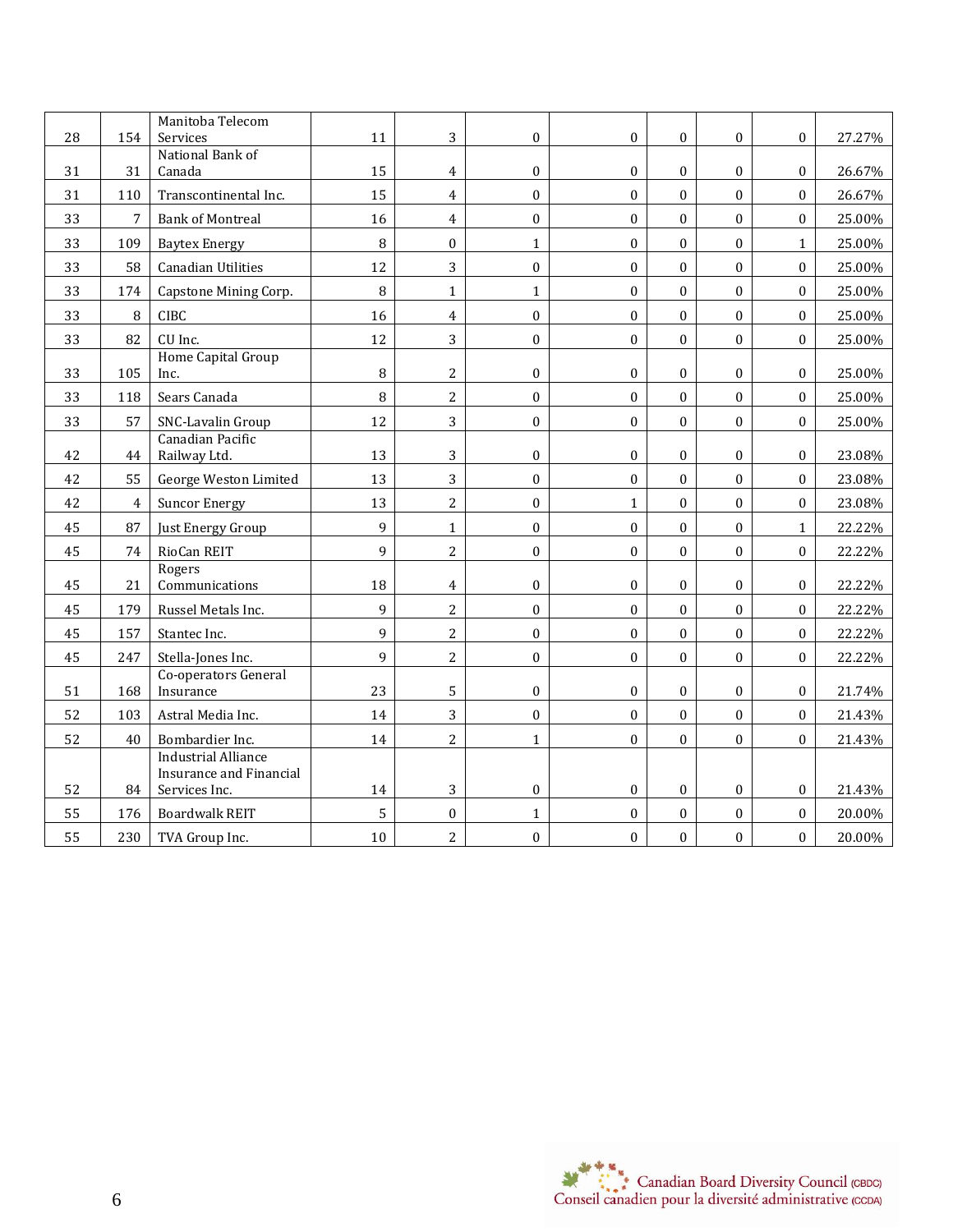| | | | | | | | | | | |
|---|---|---|---|---|---|---|---|---|---|---|
| 28 | 154 | Manitoba Telecom Services | 11 | 3 | 0 | 0 | 0 | 0 | 0 | 27.27% |
| 31 | 31 | National Bank of Canada | 15 | 4 | 0 | 0 | 0 | 0 | 0 | 26.67% |
| 31 | 110 | Transcontinental Inc. | 15 | 4 | 0 | 0 | 0 | 0 | 0 | 26.67% |
| 33 | 7 | Bank of Montreal | 16 | 4 | 0 | 0 | 0 | 0 | 0 | 25.00% |
| 33 | 109 | Baytex Energy | 8 | 0 | 1 | 0 | 0 | 0 | 1 | 25.00% |
| 33 | 58 | Canadian Utilities | 12 | 3 | 0 | 0 | 0 | 0 | 0 | 25.00% |
| 33 | 174 | Capstone Mining Corp. | 8 | 1 | 1 | 0 | 0 | 0 | 0 | 25.00% |
| 33 | 8 | CIBC | 16 | 4 | 0 | 0 | 0 | 0 | 0 | 25.00% |
| 33 | 82 | CU Inc. | 12 | 3 | 0 | 0 | 0 | 0 | 0 | 25.00% |
| 33 | 105 | Home Capital Group Inc. | 8 | 2 | 0 | 0 | 0 | 0 | 0 | 25.00% |
| 33 | 118 | Sears Canada | 8 | 2 | 0 | 0 | 0 | 0 | 0 | 25.00% |
| 33 | 57 | SNC-Lavalin Group | 12 | 3 | 0 | 0 | 0 | 0 | 0 | 25.00% |
| 42 | 44 | Canadian Pacific Railway Ltd. | 13 | 3 | 0 | 0 | 0 | 0 | 0 | 23.08% |
| 42 | 55 | George Weston Limited | 13 | 3 | 0 | 0 | 0 | 0 | 0 | 23.08% |
| 42 | 4 | Suncor Energy | 13 | 2 | 0 | 1 | 0 | 0 | 0 | 23.08% |
| 45 | 87 | Just Energy Group | 9 | 1 | 0 | 0 | 0 | 0 | 1 | 22.22% |
| 45 | 74 | RioCan REIT | 9 | 2 | 0 | 0 | 0 | 0 | 0 | 22.22% |
| 45 | 21 | Rogers Communications | 18 | 4 | 0 | 0 | 0 | 0 | 0 | 22.22% |
| 45 | 179 | Russel Metals Inc. | 9 | 2 | 0 | 0 | 0 | 0 | 0 | 22.22% |
| 45 | 157 | Stantec Inc. | 9 | 2 | 0 | 0 | 0 | 0 | 0 | 22.22% |
| 45 | 247 | Stella-Jones Inc. | 9 | 2 | 0 | 0 | 0 | 0 | 0 | 22.22% |
| 51 | 168 | Co-operators General Insurance | 23 | 5 | 0 | 0 | 0 | 0 | 0 | 21.74% |
| 52 | 103 | Astral Media Inc. | 14 | 3 | 0 | 0 | 0 | 0 | 0 | 21.43% |
| 52 | 40 | Bombardier Inc. | 14 | 2 | 1 | 0 | 0 | 0 | 0 | 21.43% |
| 52 | 84 | Industrial Alliance Insurance and Financial Services Inc. | 14 | 3 | 0 | 0 | 0 | 0 | 0 | 21.43% |
| 55 | 176 | Boardwalk REIT | 5 | 0 | 1 | 0 | 0 | 0 | 0 | 20.00% |
| 55 | 230 | TVA Group Inc. | 10 | 2 | 0 | 0 | 0 | 0 | 0 | 20.00% |

Canadian Board Diversity Council (CBDC)
Conseil canadien pour la diversité administrative (CCDA)